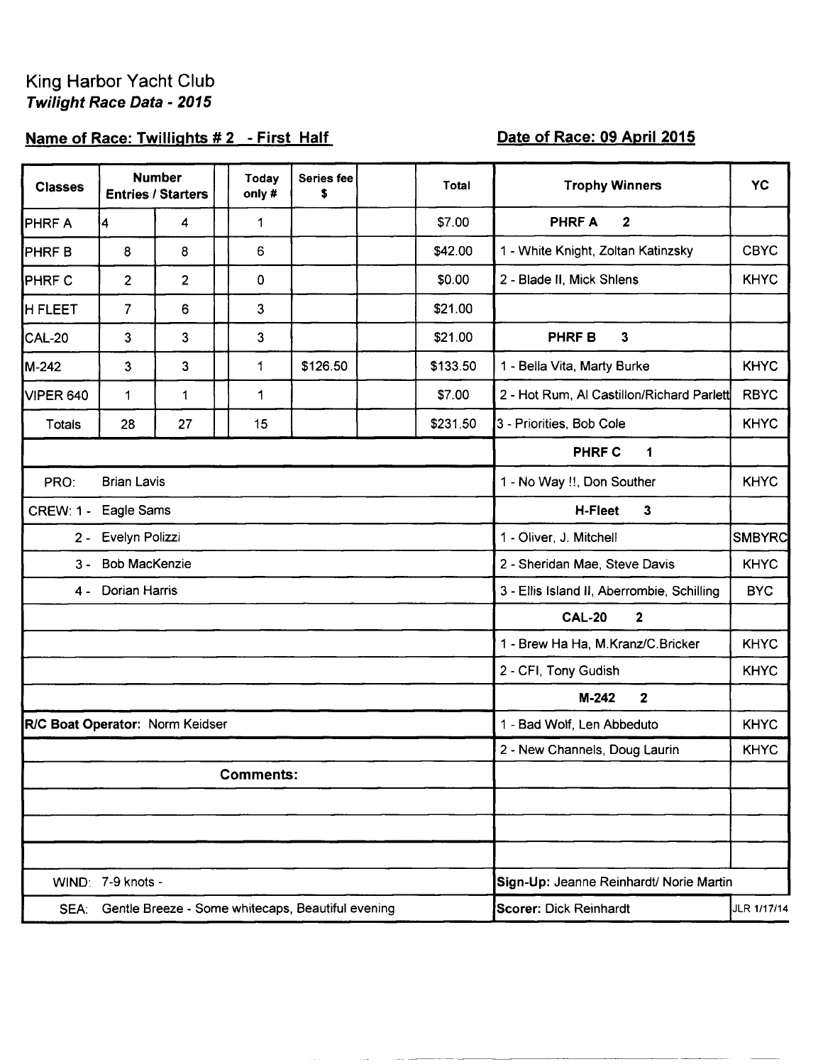# King Harbor Yacht Club

***Twilight Race Data - 2015***

**Name of Race: Twillights # 2 - First Half**

**Date of Race: 09 April 2015**

| Classes | Number Entries / Starters | | | Today only # | Series fee $ | | Total |
|---|---|---|---|---|---|---|---|
| PHRF A | 4 | 4 | | 1 | | | $7.00 |
| PHRF B | 8 | 8 | | 6 | | | $42.00 |
| PHRF C | 2 | 2 | | 0 | | | $0.00 |
| H FLEET | 7 | 6 | | 3 | | | $21.00 |
| CAL-20 | 3 | 3 | | 3 | | | $21.00 |
| M-242 | 3 | 3 | | 1 | $126.50 | | $133.50 |
| VIPER 640 | 1 | 1 | | 1 | | | $7.00 |
| Totals | 28 | 27 | | 15 | | | $231.50 |

PRO: Brian Lavis

CREW:
1 - Eagle Sams
2 - Evelyn Polizzi
3 - Bob MacKenzie
4 - Dorian Harris

**R/C Boat Operator:** Norm Keidser

**Comments:**

WIND: 7-9 knots -

SEA: Gentle Breeze - Some whitecaps, Beautiful evening

| Trophy Winners | YC |
|---|---|
| **PHRF A 2** | |
| 1 - White Knight, Zoltan Katinzsky | CBYC |
| 2 - Blade II, Mick Shlens | KHYC |
| **PHRF B 3** | |
| 1 - Bella Vita, Marty Burke | KHYC |
| 2 - Hot Rum, Al Castillon/Richard Parlett | RBYC |
| 3 - Priorities, Bob Cole | KHYC |
| **PHRF C 1** | |
| 1 - No Way !!, Don Souther | KHYC |
| **H-Fleet 3** | |
| 1 - Oliver, J. Mitchell | SMBYRC |
| 2 - Sheridan Mae, Steve Davis | KHYC |
| 3 - Ellis Island II, Aberrombie, Schilling | BYC |
| **CAL-20 2** | |
| 1 - Brew Ha Ha, M.Kranz/C.Bricker | KHYC |
| 2 - CFI, Tony Gudish | KHYC |
| **M-242 2** | |
| 1 - Bad Wolf, Len Abbeduto | KHYC |
| 2 - New Channels, Doug Laurin | KHYC |

**Sign-Up:** Jeanne Reinhardt/ Norie Martin

**Scorer:** Dick Reinhardt

JLR 1/17/14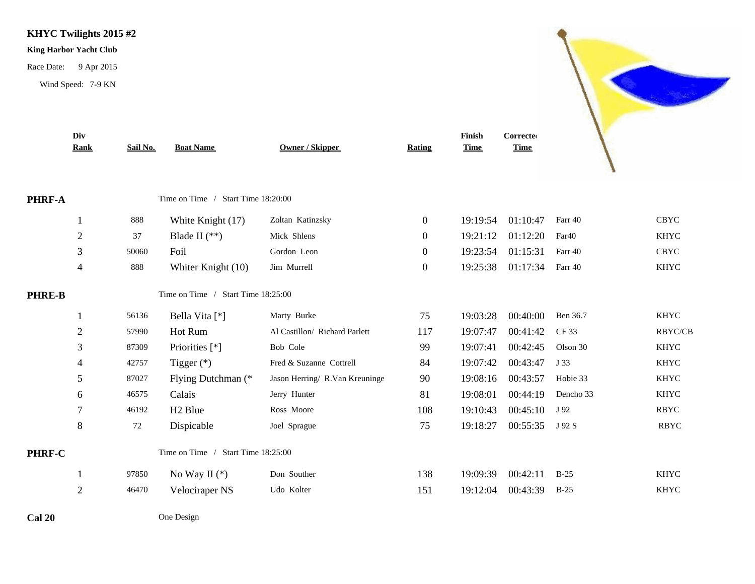# KHYC Twilights 2015 #2

**King Harbor Yacht Club**

Race Date: 9 Apr 2015

Wind Speed: 7-9 KN

| Div Rank | Sail No. | Boat Name | Owner / Skipper | Rating | Finish Time | Corrected Time | | |
|---|---|---|---|---|---|---|---|---|
| **PHRF-A** | | Time on Time / Start Time 18:20:00 | | | | | | |
| 1 | 888 | White Knight (17) | Zoltan Katinzsky | 0 | 19:19:54 | 01:10:47 | Farr 40 | CBYC |
| 2 | 37 | Blade II (**) | Mick Shlens | 0 | 19:21:12 | 01:12:20 | Farr40 | KHYC |
| 3 | 50060 | Foil | Gordon Leon | 0 | 19:23:54 | 01:15:31 | Farr 40 | CBYC |
| 4 | 888 | Whiter Knight (10) | Jim Murrell | 0 | 19:25:38 | 01:17:34 | Farr 40 | KHYC |
| **PHRE-B** | | Time on Time / Start Time 18:25:00 | | | | | | |
| 1 | 56136 | Bella Vita [*] | Marty Burke | 75 | 19:03:28 | 00:40:00 | Ben 36.7 | KHYC |
| 2 | 57990 | Hot Rum | Al Castillon/ Richard Parlett | 117 | 19:07:47 | 00:41:42 | CF 33 | RBYC/CB |
| 3 | 87309 | Priorities [*] | Bob Cole | 99 | 19:07:41 | 00:42:45 | Olson 30 | KHYC |
| 4 | 42757 | Tigger (*) | Fred & Suzanne Cottrell | 84 | 19:07:42 | 00:43:47 | J 33 | KHYC |
| 5 | 87027 | Flying Dutchman (* | Jason Herring/ R.Van Kreuninge | 90 | 19:08:16 | 00:43:57 | Hobie 33 | KHYC |
| 6 | 46575 | Calais | Jerry Hunter | 81 | 19:08:01 | 00:44:19 | Dencho 33 | KHYC |
| 7 | 46192 | H2 Blue | Ross Moore | 108 | 19:10:43 | 00:45:10 | J 92 | RBYC |
| 8 | 72 | Dispicable | Joel Sprague | 75 | 19:18:27 | 00:55:35 | J 92 S | RBYC |
| **PHRF-C** | | Time on Time / Start Time 18:25:00 | | | | | | |
| 1 | 97850 | No Way II (*) | Don Souther | 138 | 19:09:39 | 00:42:11 | B-25 | KHYC |
| 2 | 46470 | Velociraper NS | Udo Kolter | 151 | 19:12:04 | 00:43:39 | B-25 | KHYC |
| **Cal 20** | | One Design | | | | | | |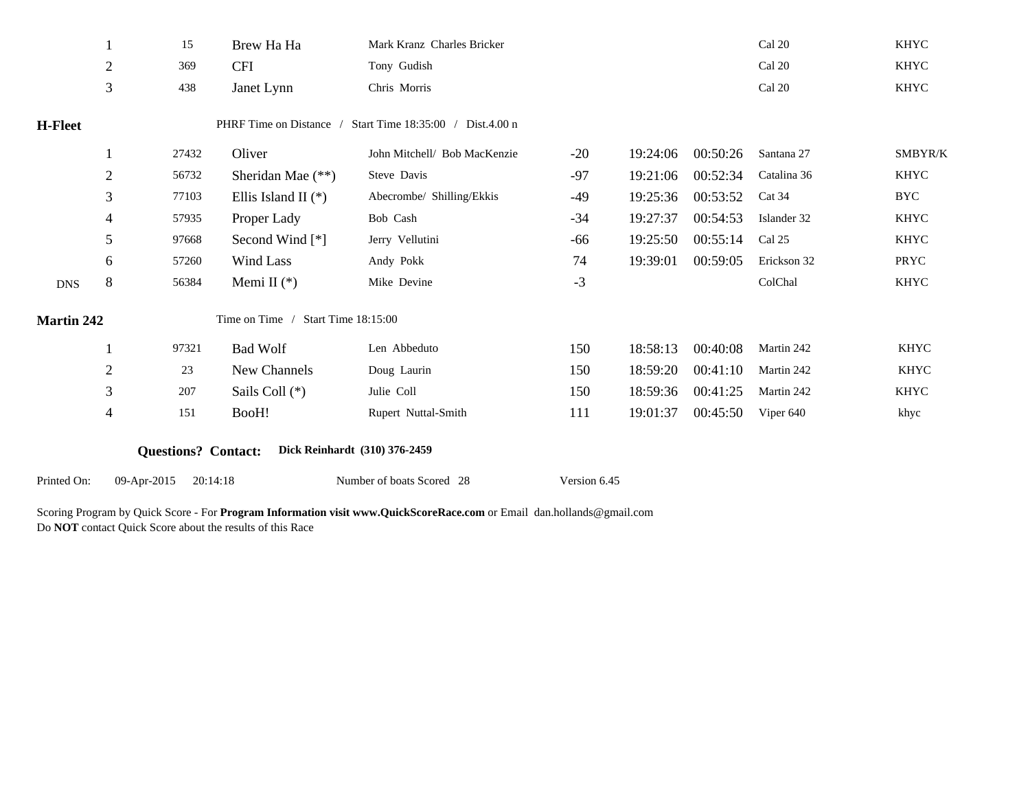| | | | | | | | | | |
|---|---|---|---|---|---|---|---|---|---|
| | 1 | 15 | Brew Ha Ha | Mark Kranz Charles Bricker | | | | Cal 20 | KHYC |
| | 2 | 369 | CFI | Tony Gudish | | | | Cal 20 | KHYC |
| | 3 | 438 | Janet Lynn | Chris Morris | | | | Cal 20 | KHYC |

**H-Fleet** PHRF Time on Distance / Start Time 18:35:00 / Dist.4.00 n

| | | | | | | | | | |
|---|---|---|---|---|---|---|---|---|---|
| | 1 | 27432 | Oliver | John Mitchell/ Bob MacKenzie | -20 | 19:24:06 | 00:50:26 | Santana 27 | SMBYR/K |
| | 2 | 56732 | Sheridan Mae (**) | Steve Davis | -97 | 19:21:06 | 00:52:34 | Catalina 36 | KHYC |
| | 3 | 77103 | Ellis Island II (*) | Abecrombe/ Shilling/Ekkis | -49 | 19:25:36 | 00:53:52 | Cat 34 | BYC |
| | 4 | 57935 | Proper Lady | Bob Cash | -34 | 19:27:37 | 00:54:53 | Islander 32 | KHYC |
| | 5 | 97668 | Second Wind [*] | Jerry Vellutini | -66 | 19:25:50 | 00:55:14 | Cal 25 | KHYC |
| | 6 | 57260 | Wind Lass | Andy Pokk | 74 | 19:39:01 | 00:59:05 | Erickson 32 | PRYC |
| DNS | 8 | 56384 | Memi II (*) | Mike Devine | -3 | | | ColChal | KHYC |

**Martin 242** Time on Time / Start Time 18:15:00

| | | | | | | | | | |
|---|---|---|---|---|---|---|---|---|---|
| | 1 | 97321 | Bad Wolf | Len Abbeduto | 150 | 18:58:13 | 00:40:08 | Martin 242 | KHYC |
| | 2 | 23 | New Channels | Doug Laurin | 150 | 18:59:20 | 00:41:10 | Martin 242 | KHYC |
| | 3 | 207 | Sails Coll (*) | Julie Coll | 150 | 18:59:36 | 00:41:25 | Martin 242 | KHYC |
| | 4 | 151 | BooH! | Rupert Nuttal-Smith | 111 | 19:01:37 | 00:45:50 | Viper 640 | khyc |

**Questions? Contact:** **Dick Reinhardt (310) 376-2459**

Printed On: 09-Apr-2015 20:14:18 Number of boats Scored 28 Version 6.45

Scoring Program by Quick Score - For **Program Information visit www.QuickScoreRace.com** or Email dan.hollands@gmail.com
Do **NOT** contact Quick Score about the results of this Race